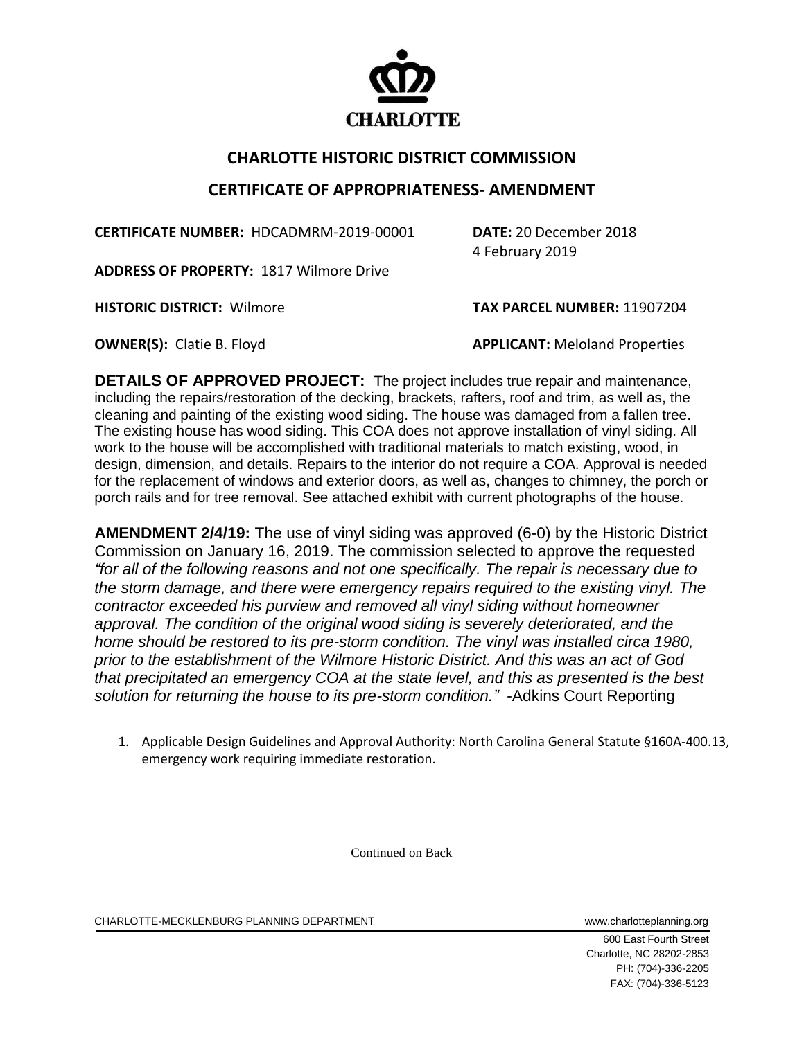CHARLOTTE

## CHARLOTTE HISTORIC DISTRICT COMMISSION

## CERTIFICATE OF APPROPRIATENESS- AMENDMENT

**CERTIFICATE NUMBER:** HDCADMRM-2019-00001 **DATE:** 20 December 2018
4 February 2019

**ADDRESS OF PROPERTY:** 1817 Wilmore Drive

**HISTORIC DISTRICT:** Wilmore **TAX PARCEL NUMBER:** 11907204

**OWNER(S):** Clatie B. Floyd **APPLICANT:** Meloland Properties

**DETAILS OF APPROVED PROJECT:** The project includes true repair and maintenance, including the repairs/restoration of the decking, brackets, rafters, roof and trim, as well as, the cleaning and painting of the existing wood siding. The house was damaged from a fallen tree. The existing house has wood siding. This COA does not approve installation of vinyl siding. All work to the house will be accomplished with traditional materials to match existing, wood, in design, dimension, and details. Repairs to the interior do not require a COA. Approval is needed for the replacement of windows and exterior doors, as well as, changes to chimney, the porch or porch rails and for tree removal. See attached exhibit with current photographs of the house.

**AMENDMENT 2/4/19:** The use of vinyl siding was approved (6-0) by the Historic District Commission on January 16, 2019. The commission selected to approve the requested *"for all of the following reasons and not one specifically. The repair is necessary due to the storm damage, and there were emergency repairs required to the existing vinyl. The contractor exceeded his purview and removed all vinyl siding without homeowner approval. The condition of the original wood siding is severely deteriorated, and the home should be restored to its pre-storm condition. The vinyl was installed circa 1980, prior to the establishment of the Wilmore Historic District. And this was an act of God that precipitated an emergency COA at the state level, and this as presented is the best solution for returning the house to its pre-storm condition."* -Adkins Court Reporting

1. Applicable Design Guidelines and Approval Authority: North Carolina General Statute §160A-400.13, emergency work requiring immediate restoration.

Continued on Back

CHARLOTTE-MECKLENBURG PLANNING DEPARTMENT www.charlotteplanning.org

600 East Fourth Street
Charlotte, NC 28202-2853
PH: (704)-336-2205
FAX: (704)-336-5123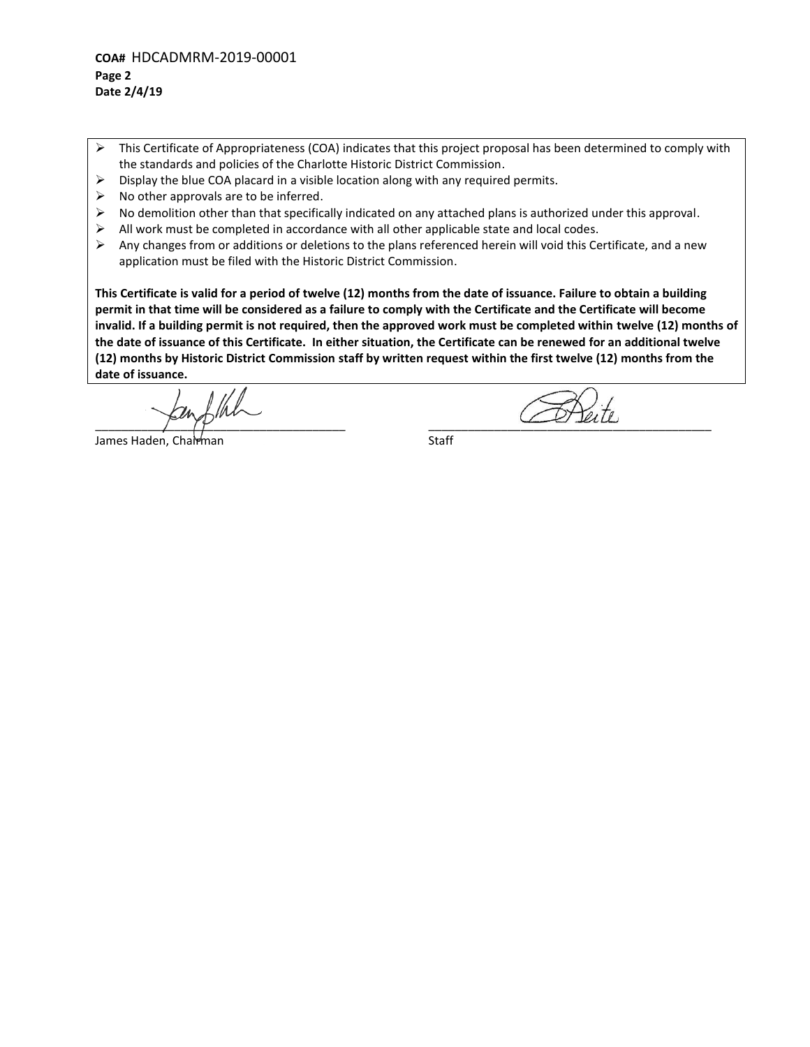**COA#** HDCADMRM-2019-00001
**Page 2**
**Date 2/4/19**

- This Certificate of Appropriateness (COA) indicates that this project proposal has been determined to comply with the standards and policies of the Charlotte Historic District Commission.
- Display the blue COA placard in a visible location along with any required permits.
- No other approvals are to be inferred.
- No demolition other than that specifically indicated on any attached plans is authorized under this approval.
- All work must be completed in accordance with all other applicable state and local codes.
- Any changes from or additions or deletions to the plans referenced herein will void this Certificate, and a new application must be filed with the Historic District Commission.

**This Certificate is valid for a period of twelve (12) months from the date of issuance. Failure to obtain a building permit in that time will be considered as a failure to comply with the Certificate and the Certificate will become invalid. If a building permit is not required, then the approved work must be completed within twelve (12) months of the date of issuance of this Certificate. In either situation, the Certificate can be renewed for an additional twelve (12) months by Historic District Commission staff by written request within the first twelve (12) months from the date of issuance.**

James Haden, Chairman

Staff